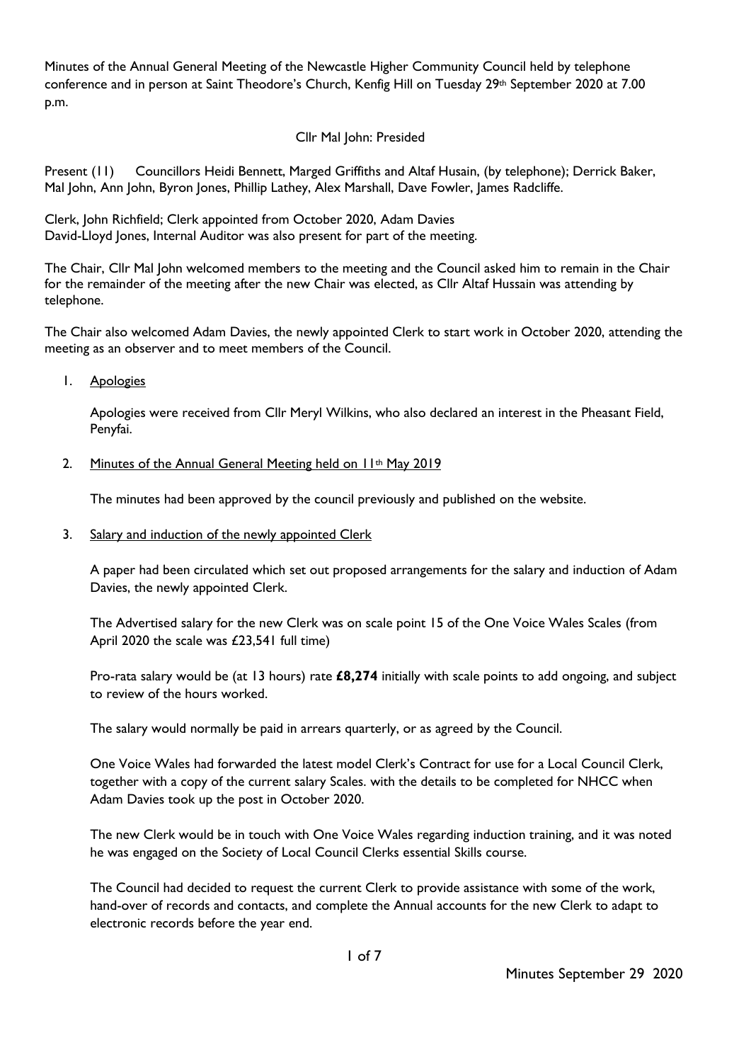Minutes of the Annual General Meeting of the Newcastle Higher Community Council held by telephone conference and in person at Saint Theodore's Church, Kenfig Hill on Tuesday 29th September 2020 at 7.00 p.m.

Cllr Mal John: Presided

Present (11) Councillors Heidi Bennett, Marged Griffiths and Altaf Husain, (by telephone); Derrick Baker, Mal John, Ann John, Byron Jones, Phillip Lathey, Alex Marshall, Dave Fowler, James Radcliffe.

Clerk, John Richfield; Clerk appointed from October 2020, Adam Davies
David-Lloyd Jones, Internal Auditor was also present for part of the meeting.

The Chair, Cllr Mal John welcomed members to the meeting and the Council asked him to remain in the Chair for the remainder of the meeting after the new Chair was elected, as Cllr Altaf Hussain was attending by telephone.

The Chair also welcomed Adam Davies, the newly appointed Clerk to start work in October 2020, attending the meeting as an observer and to meet members of the Council.

1. Apologies

   Apologies were received from Cllr Meryl Wilkins, who also declared an interest in the Pheasant Field, Penyfai.

2. Minutes of the Annual General Meeting held on 11th May 2019

   The minutes had been approved by the council previously and published on the website.

3. Salary and induction of the newly appointed Clerk

   A paper had been circulated which set out proposed arrangements for the salary and induction of Adam Davies, the newly appointed Clerk.

   The Advertised salary for the new Clerk was on scale point 15 of the One Voice Wales Scales (from April 2020 the scale was £23,541 full time)

   Pro-rata salary would be (at 13 hours) rate **£8,274** initially with scale points to add ongoing, and subject to review of the hours worked.

   The salary would normally be paid in arrears quarterly, or as agreed by the Council.

   One Voice Wales had forwarded the latest model Clerk's Contract for use for a Local Council Clerk, together with a copy of the current salary Scales. with the details to be completed for NHCC when Adam Davies took up the post in October 2020.

   The new Clerk would be in touch with One Voice Wales regarding induction training, and it was noted he was engaged on the Society of Local Council Clerks essential Skills course.

   The Council had decided to request the current Clerk to provide assistance with some of the work, hand-over of records and contacts, and complete the Annual accounts for the new Clerk to adapt to electronic records before the year end.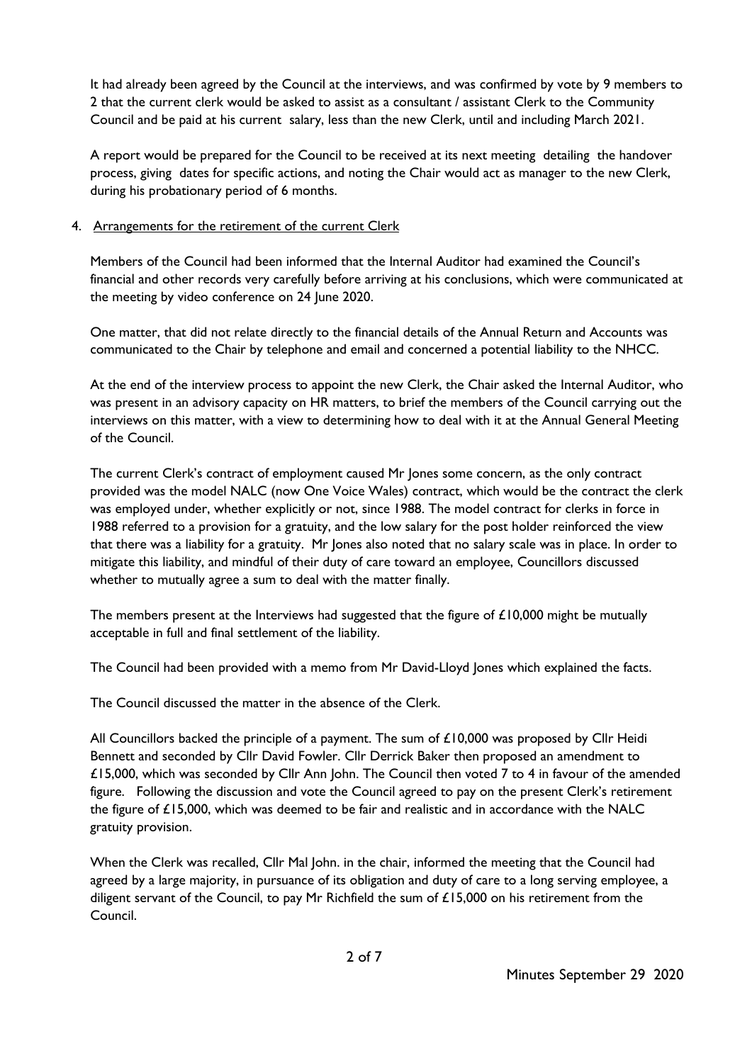It had already been agreed by the Council at the interviews, and was confirmed by vote by 9 members to 2 that the current clerk would be asked to assist as a consultant / assistant Clerk to the Community Council and be paid at his current salary, less than the new Clerk, until and including March 2021.

A report would be prepared for the Council to be received at its next meeting detailing the handover process, giving dates for specific actions, and noting the Chair would act as manager to the new Clerk, during his probationary period of 6 months.

4. Arrangements for the retirement of the current Clerk

Members of the Council had been informed that the Internal Auditor had examined the Council's financial and other records very carefully before arriving at his conclusions, which were communicated at the meeting by video conference on 24 June 2020.

One matter, that did not relate directly to the financial details of the Annual Return and Accounts was communicated to the Chair by telephone and email and concerned a potential liability to the NHCC.

At the end of the interview process to appoint the new Clerk, the Chair asked the Internal Auditor, who was present in an advisory capacity on HR matters, to brief the members of the Council carrying out the interviews on this matter, with a view to determining how to deal with it at the Annual General Meeting of the Council.

The current Clerk's contract of employment caused Mr Jones some concern, as the only contract provided was the model NALC (now One Voice Wales) contract, which would be the contract the clerk was employed under, whether explicitly or not, since 1988. The model contract for clerks in force in 1988 referred to a provision for a gratuity, and the low salary for the post holder reinforced the view that there was a liability for a gratuity. Mr Jones also noted that no salary scale was in place. In order to mitigate this liability, and mindful of their duty of care toward an employee, Councillors discussed whether to mutually agree a sum to deal with the matter finally.

The members present at the Interviews had suggested that the figure of £10,000 might be mutually acceptable in full and final settlement of the liability.

The Council had been provided with a memo from Mr David-Lloyd Jones which explained the facts.

The Council discussed the matter in the absence of the Clerk.

All Councillors backed the principle of a payment. The sum of £10,000 was proposed by Cllr Heidi Bennett and seconded by Cllr David Fowler. Cllr Derrick Baker then proposed an amendment to £15,000, which was seconded by Cllr Ann John. The Council then voted 7 to 4 in favour of the amended figure. Following the discussion and vote the Council agreed to pay on the present Clerk's retirement the figure of £15,000, which was deemed to be fair and realistic and in accordance with the NALC gratuity provision.

When the Clerk was recalled, Cllr Mal John. in the chair, informed the meeting that the Council had agreed by a large majority, in pursuance of its obligation and duty of care to a long serving employee, a diligent servant of the Council, to pay Mr Richfield the sum of £15,000 on his retirement from the Council.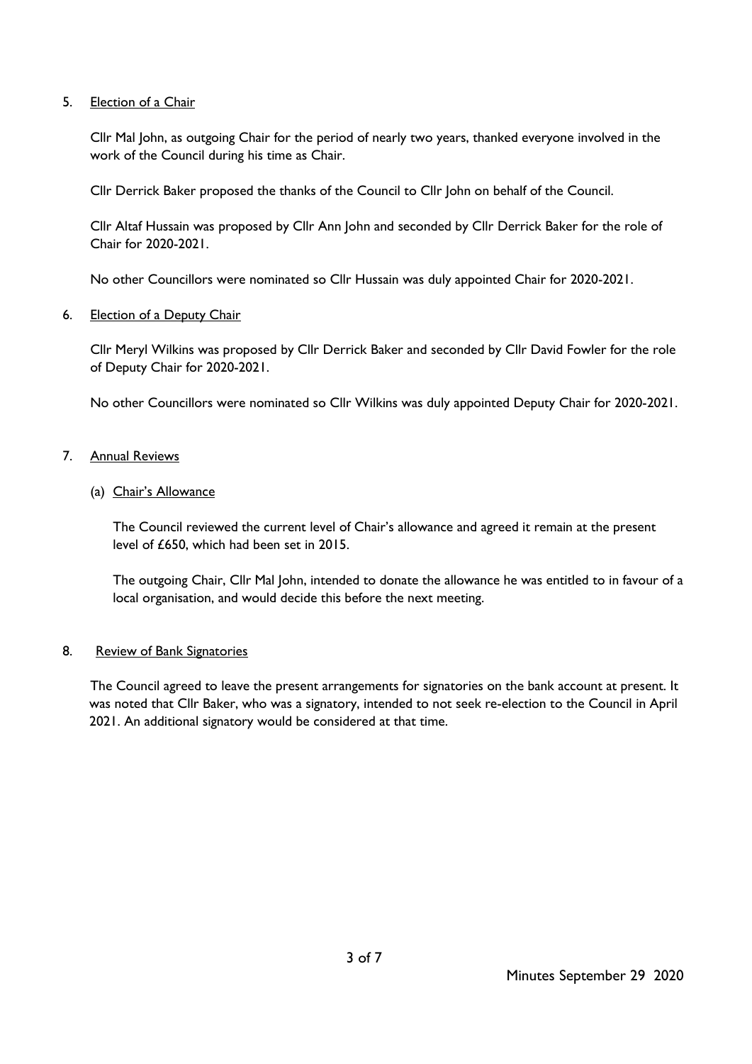## 5. Election of a Chair

Cllr Mal John, as outgoing Chair for the period of nearly two years, thanked everyone involved in the work of the Council during his time as Chair.

Cllr Derrick Baker proposed the thanks of the Council to Cllr John on behalf of the Council.

Cllr Altaf Hussain was proposed by Cllr Ann John and seconded by Cllr Derrick Baker for the role of Chair for 2020-2021.

No other Councillors were nominated so Cllr Hussain was duly appointed Chair for 2020-2021.

## 6. Election of a Deputy Chair

Cllr Meryl Wilkins was proposed by Cllr Derrick Baker and seconded by Cllr David Fowler for the role of Deputy Chair for 2020-2021.

No other Councillors were nominated so Cllr Wilkins was duly appointed Deputy Chair for 2020-2021.

## 7. Annual Reviews

### (a) Chair's Allowance

The Council reviewed the current level of Chair's allowance and agreed it remain at the present level of £650, which had been set in 2015.

The outgoing Chair, Cllr Mal John, intended to donate the allowance he was entitled to in favour of a local organisation, and would decide this before the next meeting.

## 8. Review of Bank Signatories

The Council agreed to leave the present arrangements for signatories on the bank account at present. It was noted that Cllr Baker, who was a signatory, intended to not seek re-election to the Council in April 2021. An additional signatory would be considered at that time.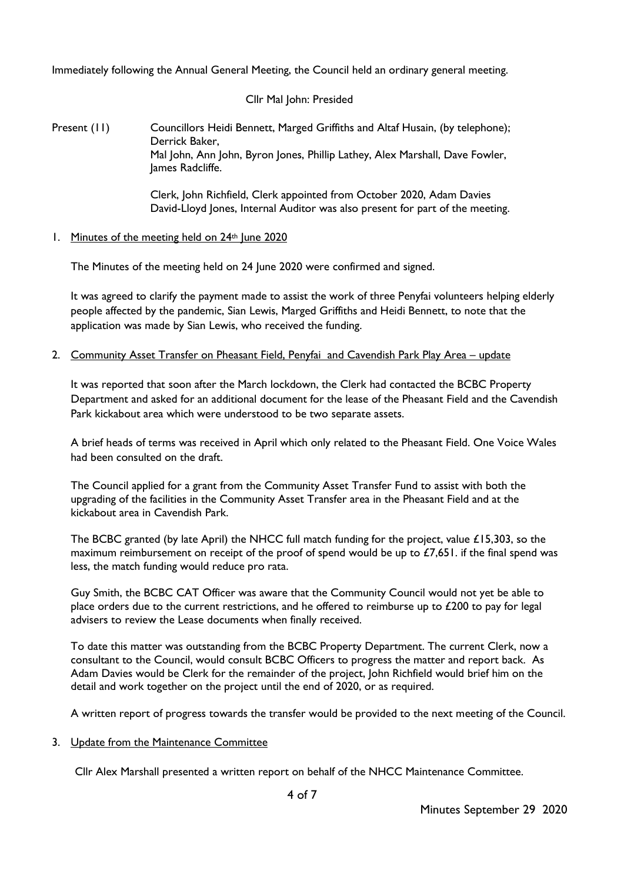Immediately following the Annual General Meeting, the Council held an ordinary general meeting.

Cllr Mal John: Presided

Present (11) Councillors Heidi Bennett, Marged Griffiths and Altaf Husain, (by telephone); Derrick Baker,
Mal John, Ann John, Byron Jones, Phillip Lathey, Alex Marshall, Dave Fowler, James Radcliffe.

Clerk, John Richfield, Clerk appointed from October 2020, Adam Davies
David-Lloyd Jones, Internal Auditor was also present for part of the meeting.

1. Minutes of the meeting held on 24th June 2020

The Minutes of the meeting held on 24 June 2020 were confirmed and signed.

It was agreed to clarify the payment made to assist the work of three Penyfai volunteers helping elderly people affected by the pandemic, Sian Lewis, Marged Griffiths and Heidi Bennett, to note that the application was made by Sian Lewis, who received the funding.

2. Community Asset Transfer on Pheasant Field, Penyfai and Cavendish Park Play Area – update

It was reported that soon after the March lockdown, the Clerk had contacted the BCBC Property Department and asked for an additional document for the lease of the Pheasant Field and the Cavendish Park kickabout area which were understood to be two separate assets.

A brief heads of terms was received in April which only related to the Pheasant Field. One Voice Wales had been consulted on the draft.

The Council applied for a grant from the Community Asset Transfer Fund to assist with both the upgrading of the facilities in the Community Asset Transfer area in the Pheasant Field and at the kickabout area in Cavendish Park.

The BCBC granted (by late April) the NHCC full match funding for the project, value £15,303, so the maximum reimbursement on receipt of the proof of spend would be up to £7,651. if the final spend was less, the match funding would reduce pro rata.

Guy Smith, the BCBC CAT Officer was aware that the Community Council would not yet be able to place orders due to the current restrictions, and he offered to reimburse up to £200 to pay for legal advisers to review the Lease documents when finally received.

To date this matter was outstanding from the BCBC Property Department. The current Clerk, now a consultant to the Council, would consult BCBC Officers to progress the matter and report back. As Adam Davies would be Clerk for the remainder of the project, John Richfield would brief him on the detail and work together on the project until the end of 2020, or as required.

A written report of progress towards the transfer would be provided to the next meeting of the Council.

3. Update from the Maintenance Committee

Cllr Alex Marshall presented a written report on behalf of the NHCC Maintenance Committee.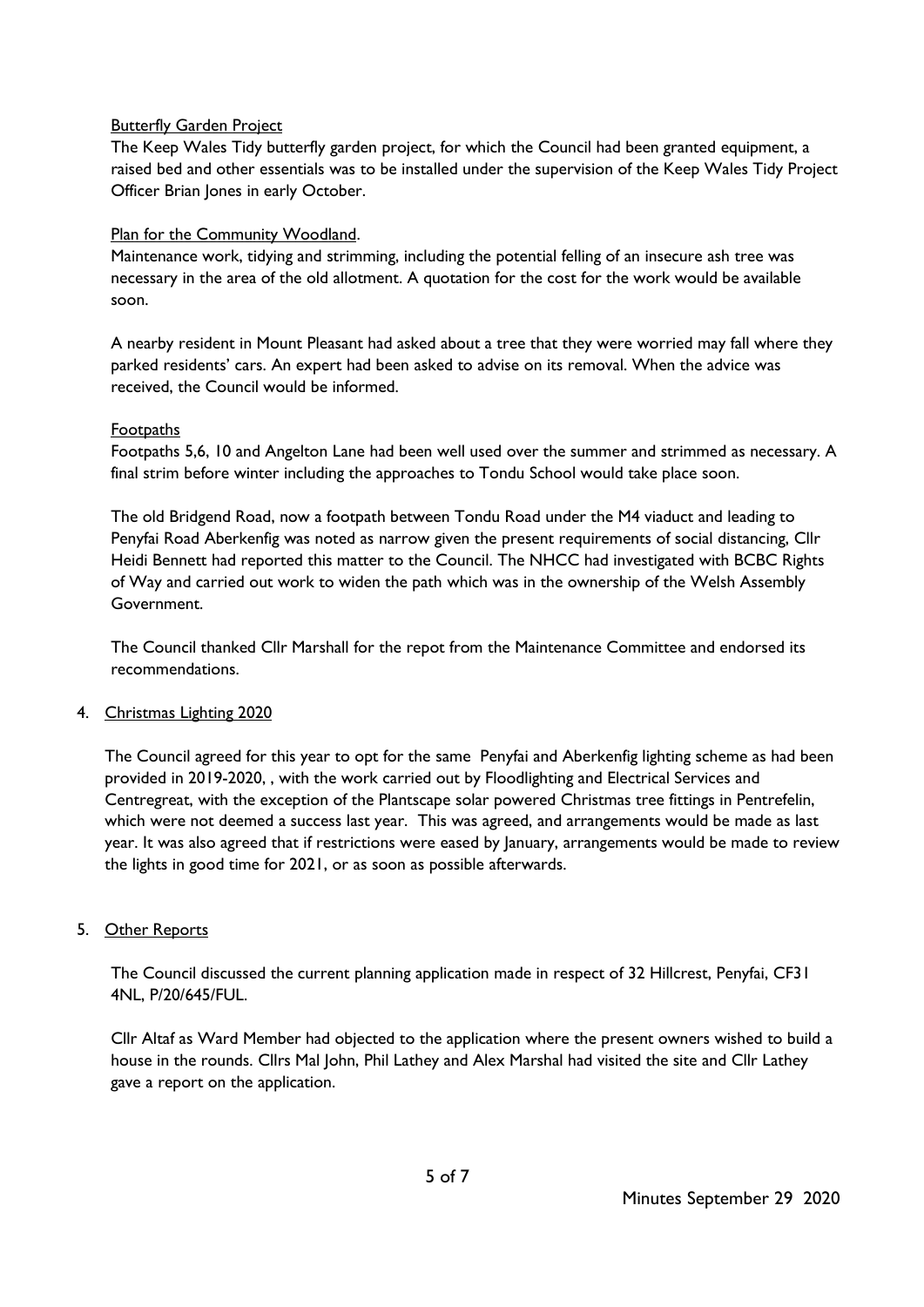Butterfly Garden Project

The Keep Wales Tidy butterfly garden project, for which the Council had been granted equipment, a raised bed and other essentials was to be installed under the supervision of the Keep Wales Tidy Project Officer Brian Jones in early October.

Plan for the Community Woodland.

Maintenance work, tidying and strimming, including the potential felling of an insecure ash tree was necessary in the area of the old allotment. A quotation for the cost for the work would be available soon.

A nearby resident in Mount Pleasant had asked about a tree that they were worried may fall where they parked residents' cars. An expert had been asked to advise on its removal. When the advice was received, the Council would be informed.

Footpaths

Footpaths 5,6, 10 and Angelton Lane had been well used over the summer and strimmed as necessary. A final strim before winter including the approaches to Tondu School would take place soon.

The old Bridgend Road, now a footpath between Tondu Road under the M4 viaduct and leading to Penyfai Road Aberkenfig was noted as narrow given the present requirements of social distancing, Cllr Heidi Bennett had reported this matter to the Council. The NHCC had investigated with BCBC Rights of Way and carried out work to widen the path which was in the ownership of the Welsh Assembly Government.

The Council thanked Cllr Marshall for the repot from the Maintenance Committee and endorsed its recommendations.

4. Christmas Lighting 2020

The Council agreed for this year to opt for the same Penyfai and Aberkenfig lighting scheme as had been provided in 2019-2020, , with the work carried out by Floodlighting and Electrical Services and Centregreat, with the exception of the Plantscape solar powered Christmas tree fittings in Pentrefelin, which were not deemed a success last year. This was agreed, and arrangements would be made as last year. It was also agreed that if restrictions were eased by January, arrangements would be made to review the lights in good time for 2021, or as soon as possible afterwards.

5. Other Reports

The Council discussed the current planning application made in respect of 32 Hillcrest, Penyfai, CF31 4NL, P/20/645/FUL.

Cllr Altaf as Ward Member had objected to the application where the present owners wished to build a house in the rounds. Cllrs Mal John, Phil Lathey and Alex Marshal had visited the site and Cllr Lathey gave a report on the application.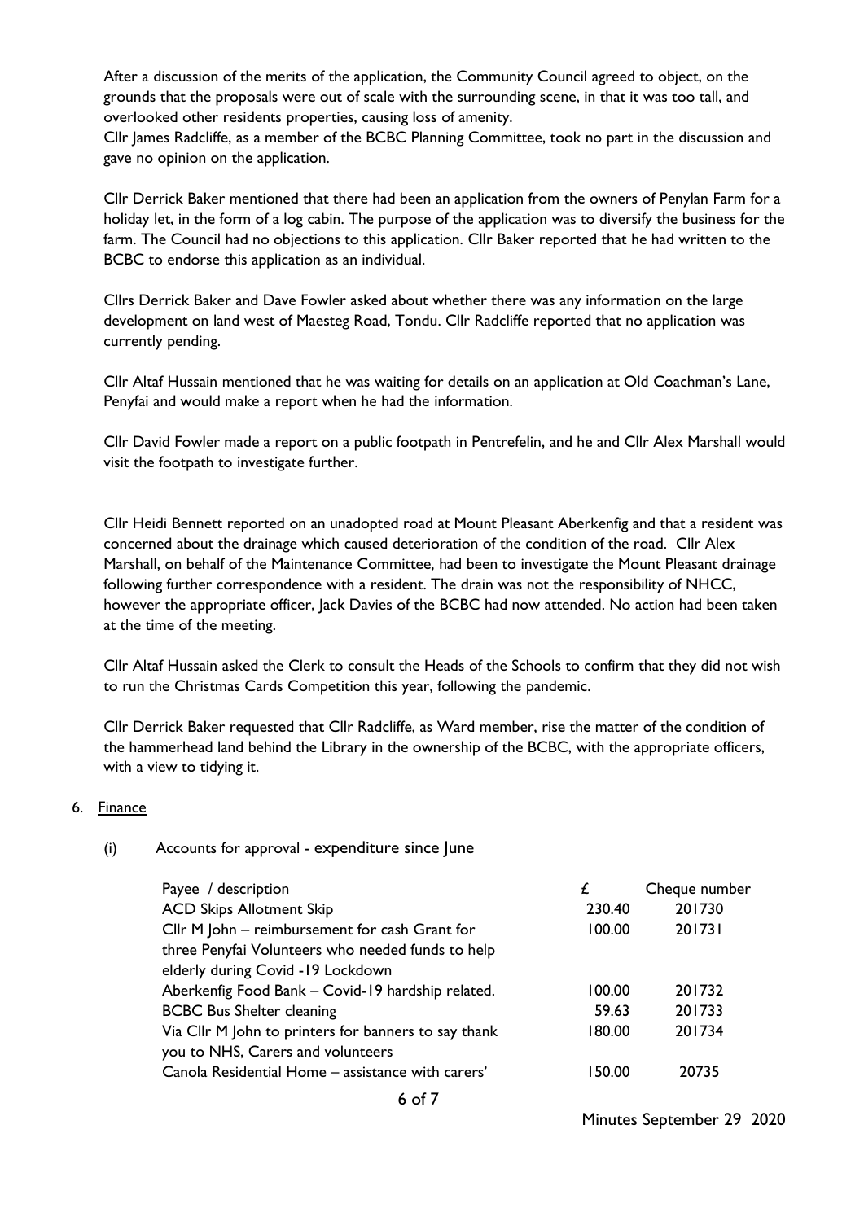After a discussion of the merits of the application, the Community Council agreed to object, on the grounds that the proposals were out of scale with the surrounding scene, in that it was too tall, and overlooked other residents properties, causing loss of amenity.
Cllr James Radcliffe, as a member of the BCBC Planning Committee, took no part in the discussion and gave no opinion on the application.

Cllr Derrick Baker mentioned that there had been an application from the owners of Penylan Farm for a holiday let, in the form of a log cabin. The purpose of the application was to diversify the business for the farm. The Council had no objections to this application. Cllr Baker reported that he had written to the BCBC to endorse this application as an individual.

Cllrs Derrick Baker and Dave Fowler asked about whether there was any information on the large development on land west of Maesteg Road, Tondu. Cllr Radcliffe reported that no application was currently pending.

Cllr Altaf Hussain mentioned that he was waiting for details on an application at Old Coachman's Lane, Penyfai and would make a report when he had the information.

Cllr David Fowler made a report on a public footpath in Pentrefelin, and he and Cllr Alex Marshall would visit the footpath to investigate further.

Cllr Heidi Bennett reported on an unadopted road at Mount Pleasant Aberkenfig and that a resident was concerned about the drainage which caused deterioration of the condition of the road. Cllr Alex Marshall, on behalf of the Maintenance Committee, had been to investigate the Mount Pleasant drainage following further correspondence with a resident. The drain was not the responsibility of NHCC, however the appropriate officer, Jack Davies of the BCBC had now attended. No action had been taken at the time of the meeting.

Cllr Altaf Hussain asked the Clerk to consult the Heads of the Schools to confirm that they did not wish to run the Christmas Cards Competition this year, following the pandemic.

Cllr Derrick Baker requested that Cllr Radcliffe, as Ward member, rise the matter of the condition of the hammerhead land behind the Library in the ownership of the BCBC, with the appropriate officers, with a view to tidying it.

6. Finance

   (i) Accounts for approval - expenditure since June

| Payee / description | £ | Cheque number |
|---|---|---|
| ACD Skips Allotment Skip | 230.40 | 201730 |
| Cllr M John – reimbursement for cash Grant for three Penyfai Volunteers who needed funds to help elderly during Covid -19 Lockdown | 100.00 | 201731 |
| Aberkenfig Food Bank – Covid-19 hardship related. | 100.00 | 201732 |
| BCBC Bus Shelter cleaning | 59.63 | 201733 |
| Via Cllr M John to printers for banners to say thank you to NHS, Carers and volunteers | 180.00 | 201734 |
| Canola Residential Home – assistance with carers' | 150.00 | 20735 |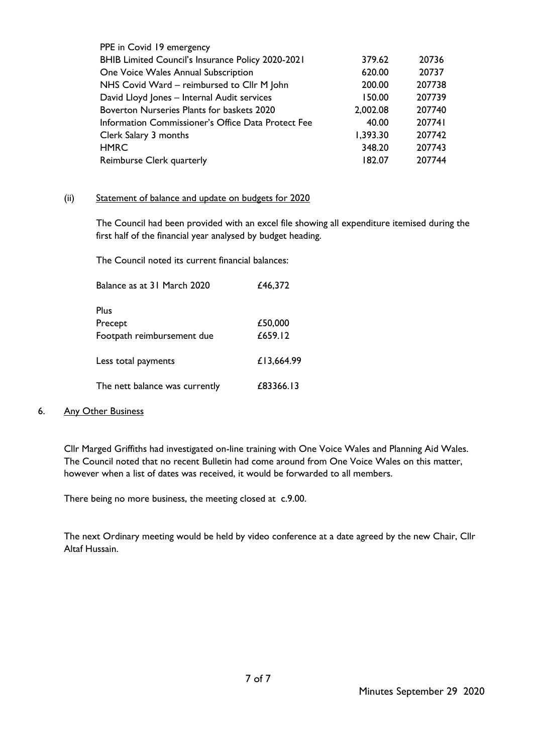| | | |
|---|---|---|
| PPE in Covid 19 emergency | | |
| BHIB Limited Council's Insurance Policy 2020-2021 | 379.62 | 20736 |
| One Voice Wales Annual Subscription | 620.00 | 20737 |
| NHS Covid Ward – reimbursed to Cllr M John | 200.00 | 207738 |
| David Lloyd Jones – Internal Audit services | 150.00 | 207739 |
| Boverton Nurseries Plants for baskets 2020 | 2,002.08 | 207740 |
| Information Commissioner's Office Data Protect Fee | 40.00 | 207741 |
| Clerk Salary 3 months | 1,393.30 | 207742 |
| HMRC | 348.20 | 207743 |
| Reimburse Clerk quarterly | 182.07 | 207744 |

(ii) Statement of balance and update on budgets for 2020

The Council had been provided with an excel file showing all expenditure itemised during the first half of the financial year analysed by budget heading.

The Council noted its current financial balances:

| | |
|---|---|
| Balance as at 31 March 2020 | £46,372 |
| Plus | |
| Precept | £50,000 |
| Footpath reimbursement due | £659.12 |
| Less total payments | £13,664.99 |
| The nett balance was currently | £83366.13 |

6. Any Other Business

Cllr Marged Griffiths had investigated on-line training with One Voice Wales and Planning Aid Wales. The Council noted that no recent Bulletin had come around from One Voice Wales on this matter, however when a list of dates was received, it would be forwarded to all members.

There being no more business, the meeting closed at c.9.00.

The next Ordinary meeting would be held by video conference at a date agreed by the new Chair, Cllr Altaf Hussain.